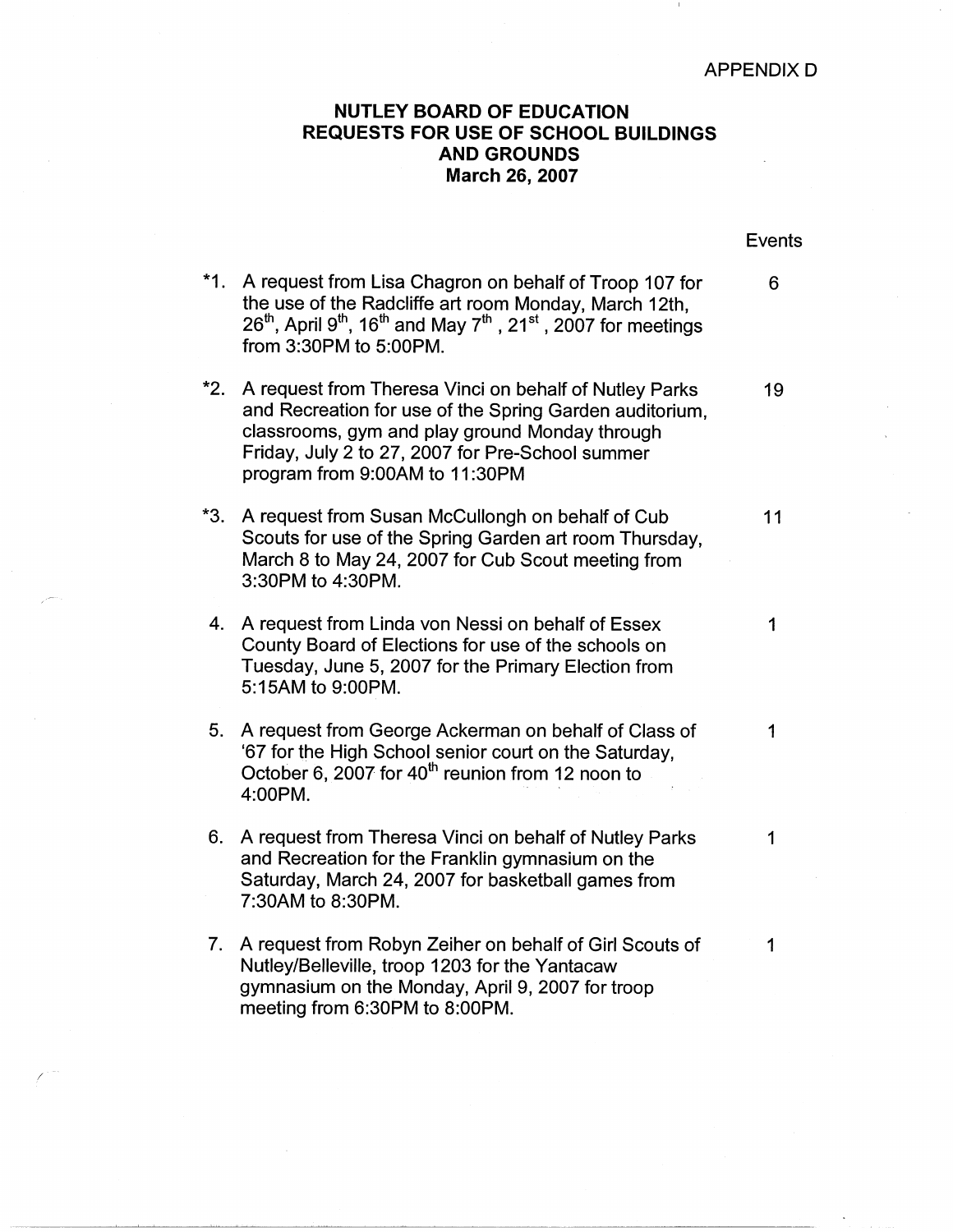APPENDIX D

# NUTLEY BOARD OF EDUCATION
## REQUESTS FOR USE OF SCHOOL BUILDINGS AND GROUNDS
### March 26, 2007

| | | Events |
|---|---|---|
| *1. | A request from Lisa Chagron on behalf of Troop 107 for the use of the Radcliffe art room Monday, March 12th, 26th, April 9th, 16th and May 7th, 21st, 2007 for meetings from 3:30PM to 5:00PM. | 6 |
| *2. | A request from Theresa Vinci on behalf of Nutley Parks and Recreation for use of the Spring Garden auditorium, classrooms, gym and play ground Monday through Friday, July 2 to 27, 2007 for Pre-School summer program from 9:00AM to 11:30PM | 19 |
| *3. | A request from Susan McCullongh on behalf of Cub Scouts for use of the Spring Garden art room Thursday, March 8 to May 24, 2007 for Cub Scout meeting from 3:30PM to 4:30PM. | 11 |
| 4. | A request from Linda von Nessi on behalf of Essex County Board of Elections for use of the schools on Tuesday, June 5, 2007 for the Primary Election from 5:15AM to 9:00PM. | 1 |
| 5. | A request from George Ackerman on behalf of Class of '67 for the High School senior court on the Saturday, October 6, 2007 for 40th reunion from 12 noon to 4:00PM. | 1 |
| 6. | A request from Theresa Vinci on behalf of Nutley Parks and Recreation for the Franklin gymnasium on the Saturday, March 24, 2007 for basketball games from 7:30AM to 8:30PM. | 1 |
| 7. | A request from Robyn Zeiher on behalf of Girl Scouts of Nutley/Belleville, troop 1203 for the Yantacaw gymnasium on the Monday, April 9, 2007 for troop meeting from 6:30PM to 8:00PM. | 1 |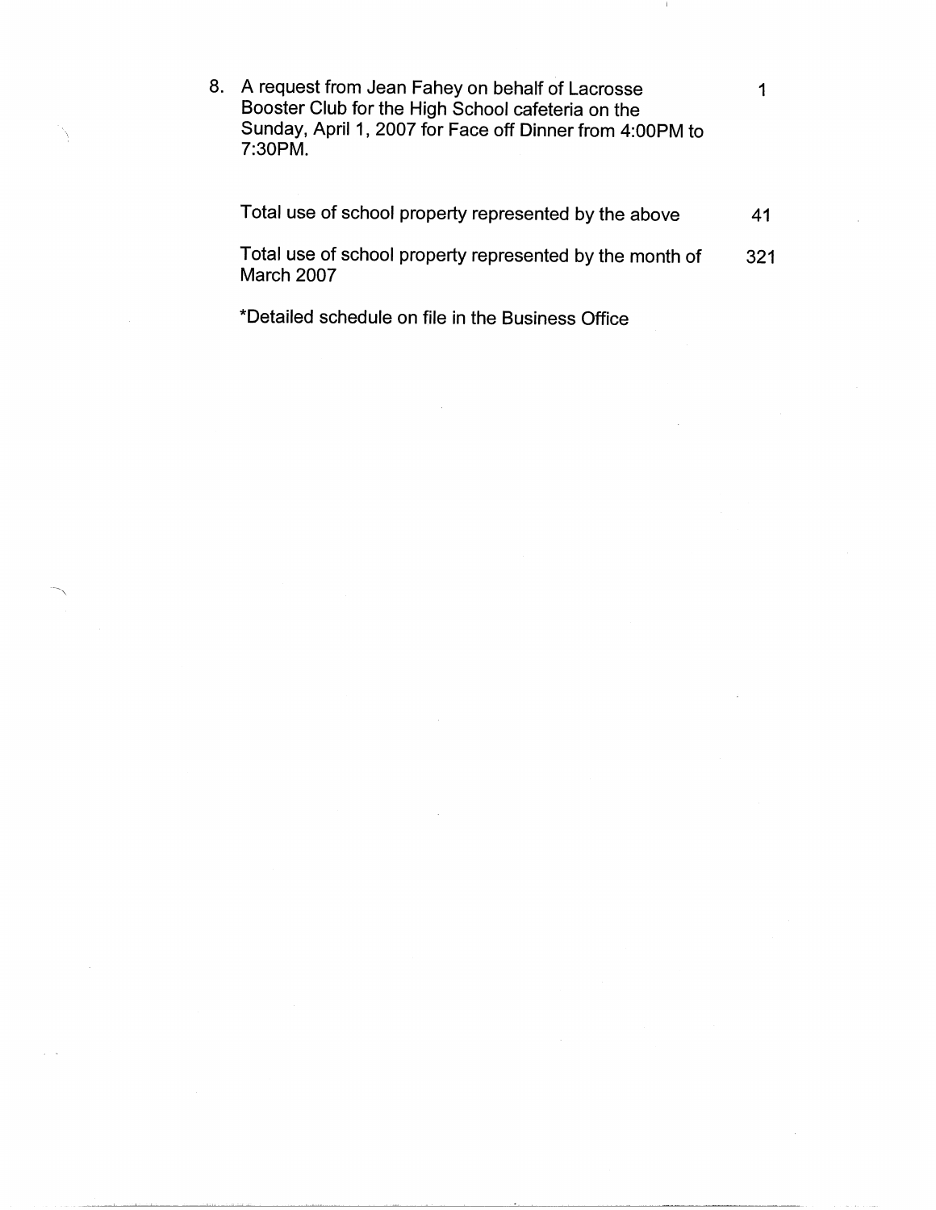8. A request from Jean Fahey on behalf of Lacrosse Booster Club for the High School cafeteria on the Sunday, April 1, 2007 for Face off Dinner from 4:00PM to 7:30PM. — 1

| | |
|---|---|
| Total use of school property represented by the above | 41 |
| Total use of school property represented by the month of March 2007 | 321 |

*Detailed schedule on file in the Business Office